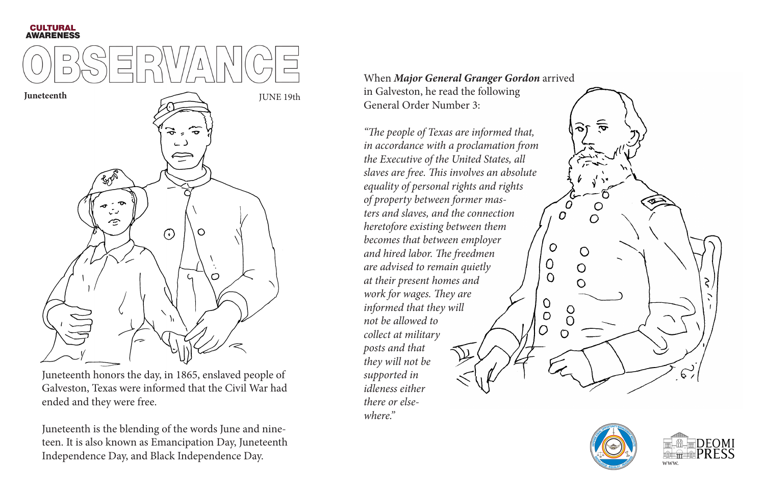CULTURAL AWARENESS

# OBSERVANCE

**Juneteenth** JUNE 19th

Juneteenth honors the day, in 1865, enslaved people of Galveston, Texas were informed that the Civil War had ended and they were free.

Juneteenth is the blending of the words June and nineteen. It is also known as Emancipation Day, Juneteenth Independence Day, and Black Independence Day.

When ***Major General Granger Gordon*** arrived in Galveston, he read the following General Order Number 3:

*"The people of Texas are informed that, in accordance with a proclamation from the Executive of the United States, all slaves are free. This involves an absolute equality of personal rights and rights of property between former masters and slaves, and the connection heretofore existing between them becomes that between employer and hired labor. The freedmen are advised to remain quietly at their present homes and work for wages. They are informed that they will not be allowed to collect at military posts and that they will not be supported in idleness either there or elsewhere."*

DEOMI PRESS

www.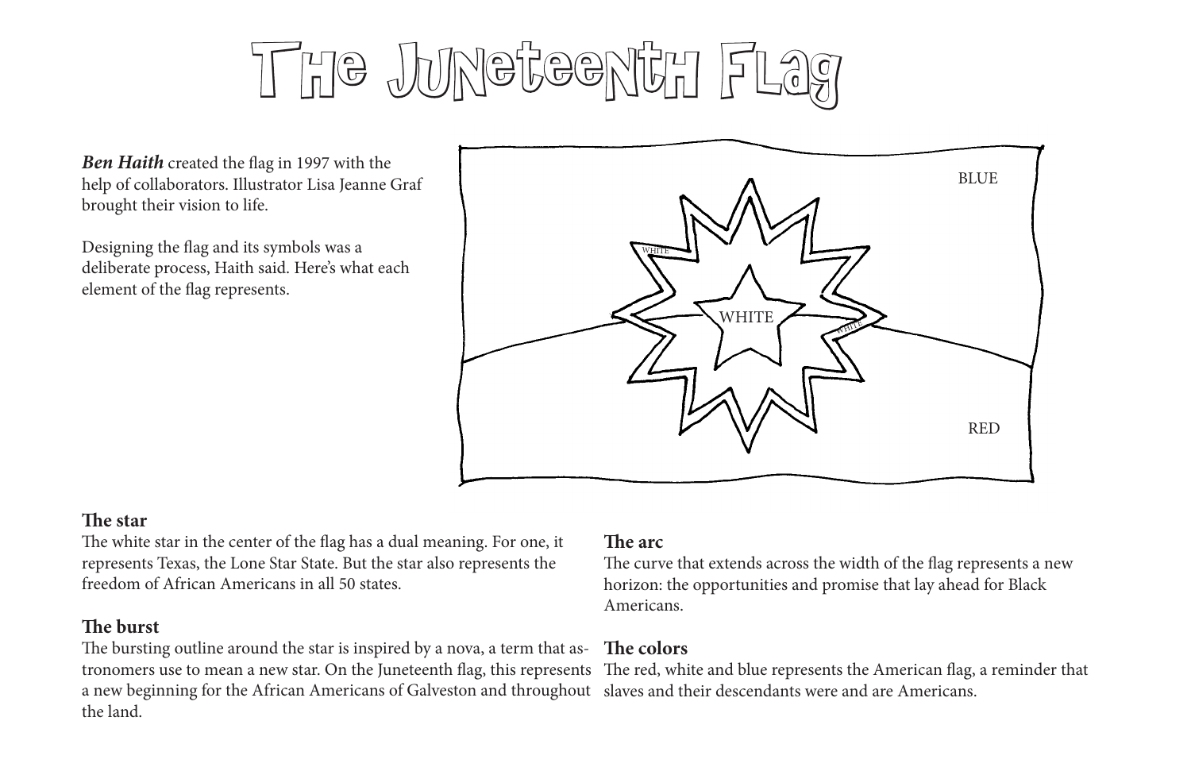# The Juneteenth Flag

***Ben Haith*** created the flag in 1997 with the help of collaborators. Illustrator Lisa Jeanne Graf brought their vision to life.

Designing the flag and its symbols was a deliberate process, Haith said. Here's what each element of the flag represents.

BLUE

WHITE

WHITE

WHITE

RED

**The star**
The white star in the center of the flag has a dual meaning. For one, it represents Texas, the Lone Star State. But the star also represents the freedom of African Americans in all 50 states.

**The burst**
The bursting outline around the star is inspired by a nova, a term that astronomers use to mean a new star. On the Juneteenth flag, this represents a new beginning for the African Americans of Galveston and throughout the land.

**The arc**
The curve that extends across the width of the flag represents a new horizon: the opportunities and promise that lay ahead for Black Americans.

**The colors**
The red, white and blue represents the American flag, a reminder that slaves and their descendants were and are Americans.